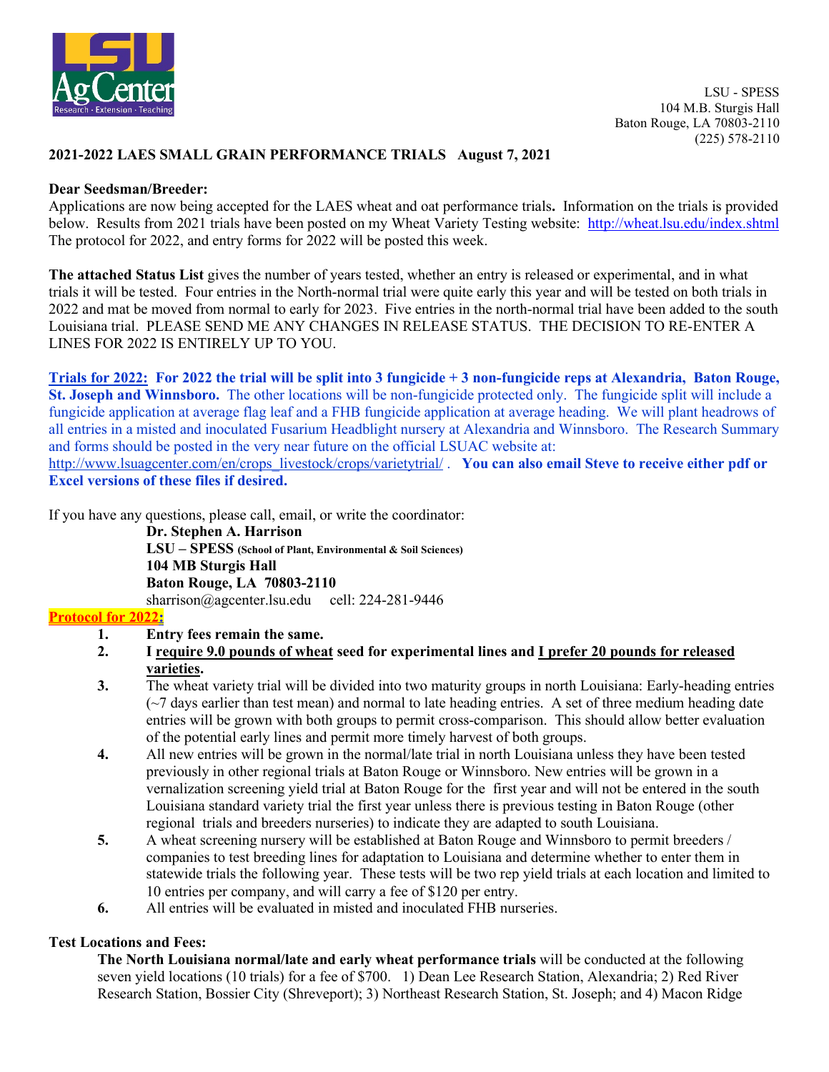LSU - SPESS
104 M.B. Sturgis Hall
Baton Rouge, LA 70803-2110
(225) 578-2110

**2021-2022 LAES SMALL GRAIN PERFORMANCE TRIALS August 7, 2021**

**Dear Seedsman/Breeder:**

Applications are now being accepted for the LAES wheat and oat performance trials**.** Information on the trials is provided below. Results from 2021 trials have been posted on my Wheat Variety Testing website: http://wheat.lsu.edu/index.shtml The protocol for 2022, and entry forms for 2022 will be posted this week.

**The attached Status List** gives the number of years tested, whether an entry is released or experimental, and in what trials it will be tested. Four entries in the North-normal trial were quite early this year and will be tested on both trials in 2022 and mat be moved from normal to early for 2023. Five entries in the north-normal trial have been added to the south Louisiana trial. PLEASE SEND ME ANY CHANGES IN RELEASE STATUS. THE DECISION TO RE-ENTER A LINES FOR 2022 IS ENTIRELY UP TO YOU.

**Trials for 2022: For 2022 the trial will be split into 3 fungicide + 3 non-fungicide reps at Alexandria, Baton Rouge, St. Joseph and Winnsboro.** The other locations will be non-fungicide protected only. The fungicide split will include a fungicide application at average flag leaf and a FHB fungicide application at average heading. We will plant headrows of all entries in a misted and inoculated Fusarium Headblight nursery at Alexandria and Winnsboro. The Research Summary and forms should be posted in the very near future on the official LSUAC website at: http://www.lsuagcenter.com/en/crops_livestock/crops/varietytrial/ . **You can also email Steve to receive either pdf or Excel versions of these files if desired.**

If you have any questions, please call, email, or write the coordinator:

**Dr. Stephen A. Harrison**
**LSU – SPESS** **(School of Plant, Environmental & Soil Sciences)**
**104 MB Sturgis Hall**
**Baton Rouge, LA 70803-2110**
sharrison@agcenter.lsu.edu cell: 224-281-9446

**Protocol for 2022:**

1. **Entry fees remain the same.**
2. **I require 9.0 pounds of wheat seed for experimental lines and I prefer 20 pounds for released varieties.**
3. The wheat variety trial will be divided into two maturity groups in north Louisiana: Early-heading entries (~7 days earlier than test mean) and normal to late heading entries. A set of three medium heading date entries will be grown with both groups to permit cross-comparison. This should allow better evaluation of the potential early lines and permit more timely harvest of both groups.
4. All new entries will be grown in the normal/late trial in north Louisiana unless they have been tested previously in other regional trials at Baton Rouge or Winnsboro. New entries will be grown in a vernalization screening yield trial at Baton Rouge for the first year and will not be entered in the south Louisiana standard variety trial the first year unless there is previous testing in Baton Rouge (other regional trials and breeders nurseries) to indicate they are adapted to south Louisiana.
5. A wheat screening nursery will be established at Baton Rouge and Winnsboro to permit breeders / companies to test breeding lines for adaptation to Louisiana and determine whether to enter them in statewide trials the following year. These tests will be two rep yield trials at each location and limited to 10 entries per company, and will carry a fee of $120 per entry.
6. All entries will be evaluated in misted and inoculated FHB nurseries.

**Test Locations and Fees:**

**The North Louisiana normal/late and early wheat performance trials** will be conducted at the following seven yield locations (10 trials) for a fee of $700. 1) Dean Lee Research Station, Alexandria; 2) Red River Research Station, Bossier City (Shreveport); 3) Northeast Research Station, St. Joseph; and 4) Macon Ridge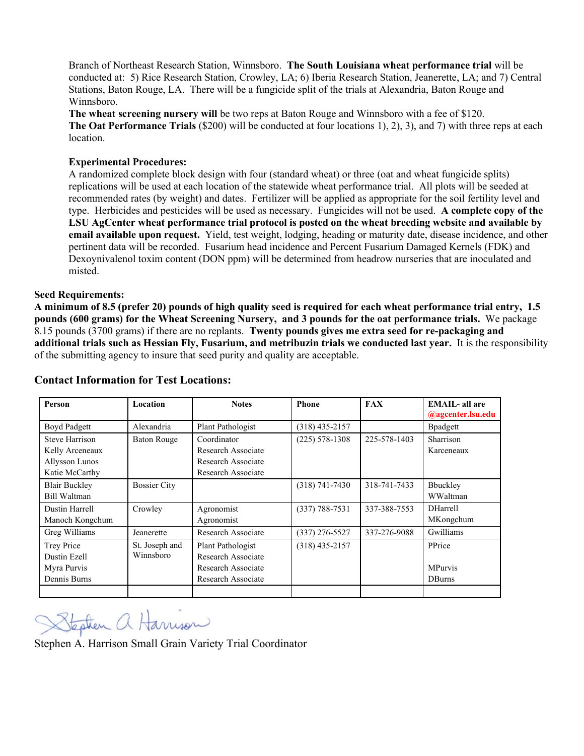Branch of Northeast Research Station, Winnsboro. **The South Louisiana wheat performance trial** will be conducted at: 5) Rice Research Station, Crowley, LA; 6) Iberia Research Station, Jeanerette, LA; and 7) Central Stations, Baton Rouge, LA. There will be a fungicide split of the trials at Alexandria, Baton Rouge and Winnsboro.

**The wheat screening nursery will** be two reps at Baton Rouge and Winnsboro with a fee of $120.

**The Oat Performance Trials** ($200) will be conducted at four locations 1), 2), 3), and 7) with three reps at each location.

**Experimental Procedures:**

A randomized complete block design with four (standard wheat) or three (oat and wheat fungicide splits) replications will be used at each location of the statewide wheat performance trial. All plots will be seeded at recommended rates (by weight) and dates. Fertilizer will be applied as appropriate for the soil fertility level and type. Herbicides and pesticides will be used as necessary. Fungicides will not be used. **A complete copy of the LSU AgCenter wheat performance trial protocol is posted on the wheat breeding website and available by email available upon request.** Yield, test weight, lodging, heading or maturity date, disease incidence, and other pertinent data will be recorded. Fusarium head incidence and Percent Fusarium Damaged Kernels (FDK) and Dexoynivalenol toxim content (DON ppm) will be determined from headrow nurseries that are inoculated and misted.

**Seed Requirements:**

**A minimum of 8.5 (prefer 20) pounds of high quality seed is required for each wheat performance trial entry, 1.5 pounds (600 grams) for the Wheat Screening Nursery, and 3 pounds for the oat performance trials.** We package 8.15 pounds (3700 grams) if there are no replants. **Twenty pounds gives me extra seed for re-packaging and additional trials such as Hessian Fly, Fusarium, and metribuzin trials we conducted last year.** It is the responsibility of the submitting agency to insure that seed purity and quality are acceptable.

### Contact Information for Test Locations:

| Person | Location | Notes | Phone | FAX | EMAIL- all are @agcenter.lsu.edu |
|---|---|---|---|---|---|
| Boyd Padgett | Alexandria | Plant Pathologist | (318) 435-2157 | | Bpadgett |
| Steve Harrison<br>Kelly Arceneaux<br>Allysson Lunos<br>Katie McCarthy | Baton Rouge | Coordinator<br>Research Associate<br>Research Associate<br>Research Associate | (225) 578-1308 | 225-578-1403 | Sharrison<br>Karceneaux |
| Blair Buckley<br>Bill Waltman | Bossier City | | (318) 741-7430 | 318-741-7433 | Bbuckley<br>WWaltman |
| Dustin Harrell<br>Manoch Kongchum | Crowley | Agronomist<br>Agronomist | (337) 788-7531 | 337-388-7553 | DHarrell<br>MKongchum |
| Greg Williams | Jeanerette | Research Associate | (337) 276-5527 | 337-276-9088 | Gwilliams |
| Trey Price<br>Dustin Ezell<br>Myra Purvis<br>Dennis Burns | St. Joseph and Winnsboro | Plant Pathologist<br>Research Associate<br>Research Associate<br>Research Associate | (318) 435-2157 | | PPrice<br><br>MPurvis<br>DBurns |
| | | | | | |

Stephen A. Harrison Small Grain Variety Trial Coordinator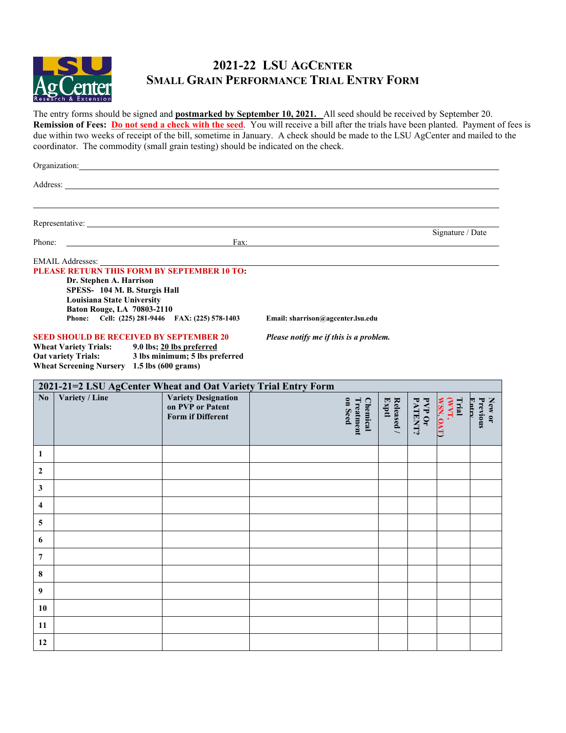# 2021-22 LSU AgCenter Small Grain Performance Trial Entry Form

The entry forms should be signed and **postmarked by September 10, 2021.** All seed should be received by September 20. **Remission of Fees:** **Do not send a check with the seed**. You will receive a bill after the trials have been planted. Payment of fees is due within two weeks of receipt of the bill, sometime in January. A check should be made to the LSU AgCenter and mailed to the coordinator. The commodity (small grain testing) should be indicated on the check.

Organization: ____________________________________________

Address: ____________________________________________

____________________________________________

Representative: ____________________________________________ Signature / Date

Phone: ______________________ Fax: ______________________

EMAIL Addresses: ____________________________________________

**PLEASE RETURN THIS FORM BY SEPTEMBER 10 TO:**

**Dr. Stephen A. Harrison**
**SPESS- 104 M. B. Sturgis Hall**
**Louisiana State University**
**Baton Rouge, LA 70803-2110**
**Phone: Cell: (225) 281-9446 FAX: (225) 578-1403** **Email: sharrison@agcenter.lsu.edu**

**SEED SHOULD BE RECEIVED BY SEPTEMBER 20** ***Please notify me if this is a problem.***

**Wheat Variety Trials:** 9.0 lbs; 20 lbs preferred
**Oat variety Trials:** 3 lbs minimum; 5 lbs preferred
**Wheat Screening Nursery** 1.5 lbs (600 grams)

**2021-21=2 LSU AgCenter Wheat and Oat Variety Trial Entry Form**

| No | Variety / Line | Variety Designation on PVP or Patent Form if Different | | Chemical Treatment on Seed | Released / Exptl | PVP Or PATENT? | Trial (WVT, WSN, OAT) | New or Previous Entry |
|---|---|---|---|---|---|---|---|---|
| 1 | | | | | | | | |
| 2 | | | | | | | | |
| 3 | | | | | | | | |
| 4 | | | | | | | | |
| 5 | | | | | | | | |
| 6 | | | | | | | | |
| 7 | | | | | | | | |
| 8 | | | | | | | | |
| 9 | | | | | | | | |
| 10 | | | | | | | | |
| 11 | | | | | | | | |
| 12 | | | | | | | | |